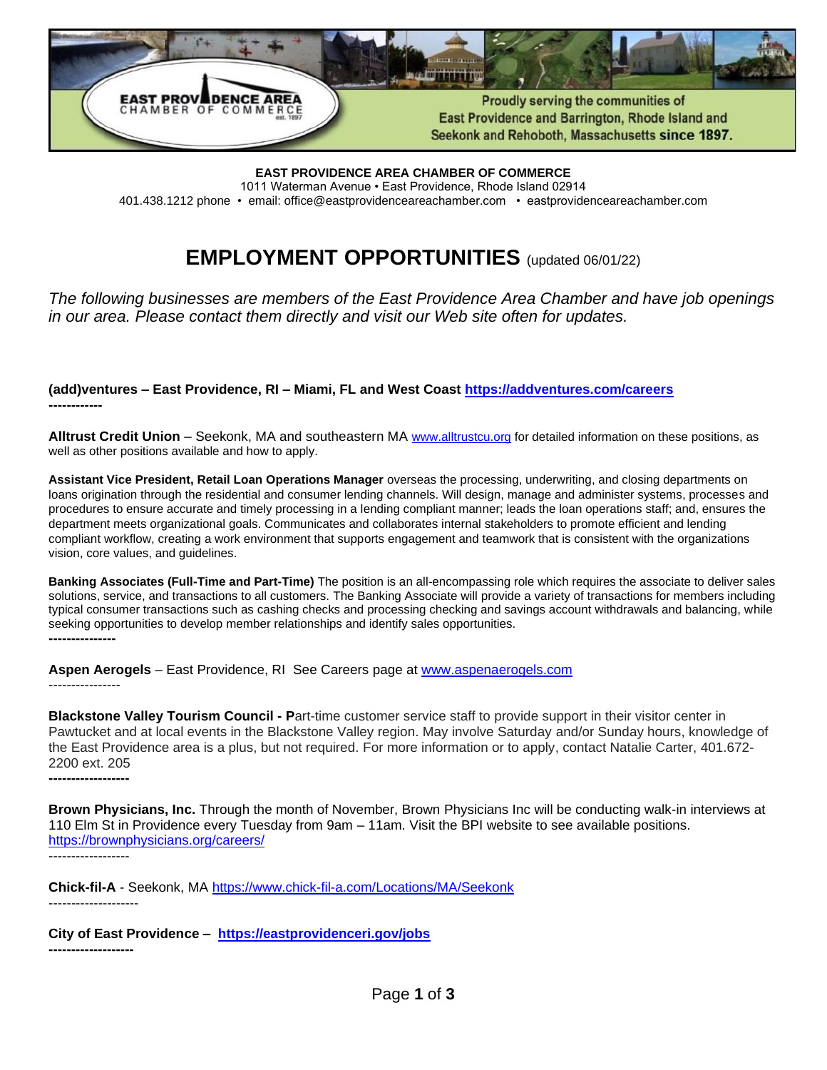EAST PROVIDENCE AREA CHAMBER OF COMMERCE

Proudly serving the communities of East Providence and Barrington, Rhode Island and Seekonk and Rehoboth, Massachusetts **since 1897**.

**EAST PROVIDENCE AREA CHAMBER OF COMMERCE**
1011 Waterman Avenue • East Providence, Rhode Island 02914
401.438.1212 phone • email: office@eastprovidenceareachamber.com • eastprovidenceareachamber.com

# EMPLOYMENT OPPORTUNITIES (updated 06/01/22)

*The following businesses are members of the East Providence Area Chamber and have job openings in our area. Please contact them directly and visit our Web site often for updates.*

**(add)ventures – East Providence, RI – Miami, FL and West Coast https://addventures.com/careers**

------------

**Alltrust Credit Union** – Seekonk, MA and southeastern MA www.alltrustcu.org for detailed information on these positions, as well as other positions available and how to apply.

**Assistant Vice President, Retail Loan Operations Manager** overseas the processing, underwriting, and closing departments on loans origination through the residential and consumer lending channels. Will design, manage and administer systems, processes and procedures to ensure accurate and timely processing in a lending compliant manner; leads the loan operations staff; and, ensures the department meets organizational goals. Communicates and collaborates internal stakeholders to promote efficient and lending compliant workflow, creating a work environment that supports engagement and teamwork that is consistent with the organizations vision, core values, and guidelines.

**Banking Associates (Full-Time and Part-Time)** The position is an all-encompassing role which requires the associate to deliver sales solutions, service, and transactions to all customers. The Banking Associate will provide a variety of transactions for members including typical consumer transactions such as cashing checks and processing checking and savings account withdrawals and balancing, while seeking opportunities to develop member relationships and identify sales opportunities.

---------------

**Aspen Aerogels** – East Providence, RI See Careers page at www.aspenaerogels.com

----------------

**Blackstone Valley Tourism Council - P**art-time customer service staff to provide support in their visitor center in Pawtucket and at local events in the Blackstone Valley region. May involve Saturday and/or Sunday hours, knowledge of the East Providence area is a plus, but not required. For more information or to apply, contact Natalie Carter, 401.672-2200 ext. 205

------------------

**Brown Physicians, Inc.** Through the month of November, Brown Physicians Inc will be conducting walk-in interviews at 110 Elm St in Providence every Tuesday from 9am – 11am. Visit the BPI website to see available positions. https://brownphysicians.org/careers/

------------------

**Chick-fil-A** - Seekonk, MA https://www.chick-fil-a.com/Locations/MA/Seekonk

--------------------

**City of East Providence – https://eastprovidenceri.gov/jobs**

-------------------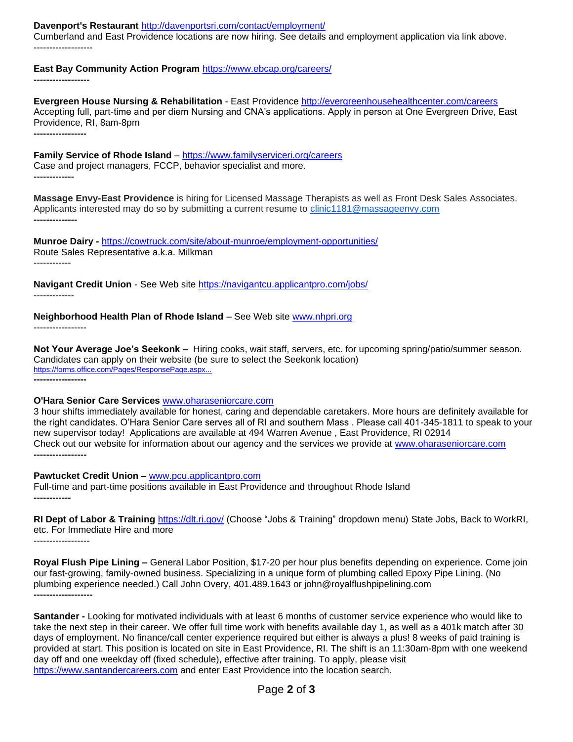**Davenport's Restaurant** http://davenportsri.com/contact/employment/
Cumberland and East Providence locations are now hiring. See details and employment application via link above.
-------------------

**East Bay Community Action Program** https://www.ebcap.org/careers/
------------------

**Evergreen House Nursing & Rehabilitation** - East Providence http://evergreenhousehealthcenter.com/careers
Accepting full, part-time and per diem Nursing and CNA's applications. Apply in person at One Evergreen Drive, East Providence, RI, 8am-8pm
-----------------

**Family Service of Rhode Island** – https://www.familyserviceri.org/careers
Case and project managers, FCCP, behavior specialist and more.
-------------

**Massage Envy-East Providence** is hiring for Licensed Massage Therapists as well as Front Desk Sales Associates. Applicants interested may do so by submitting a current resume to clinic1181@massageenvy.com
--------------

**Munroe Dairy -** https://cowtruck.com/site/about-munroe/employment-opportunities/
Route Sales Representative a.k.a. Milkman
------------

**Navigant Credit Union** - See Web site https://navigantcu.applicantpro.com/jobs/
-------------

**Neighborhood Health Plan of Rhode Island** – See Web site www.nhpri.org
-----------------

**Not Your Average Joe's Seekonk –** Hiring cooks, wait staff, servers, etc. for upcoming spring/patio/summer season. Candidates can apply on their website (be sure to select the Seekonk location)
https://forms.office.com/Pages/ResponsePage.aspx...
-----------------

**O'Hara Senior Care Services** www.oharaseniorcare.com
3 hour shifts immediately available for honest, caring and dependable caretakers. More hours are definitely available for the right candidates. O'Hara Senior Care serves all of RI and southern Mass . Please call 401-345-1811 to speak to your new supervisor today! Applications are available at 494 Warren Avenue , East Providence, RI 02914
Check out our website for information about our agency and the services we provide at www.oharaseniorcare.com
-----------------

**Pawtucket Credit Union –** www.pcu.applicantpro.com
Full-time and part-time positions available in East Providence and throughout Rhode Island
------------

**RI Dept of Labor & Training** https://dlt.ri.gov/ (Choose "Jobs & Training" dropdown menu) State Jobs, Back to WorkRI, etc. For Immediate Hire and more
------------------

**Royal Flush Pipe Lining –** General Labor Position, $17-20 per hour plus benefits depending on experience. Come join our fast-growing, family-owned business. Specializing in a unique form of plumbing called Epoxy Pipe Lining. (No plumbing experience needed.) Call John Overy, 401.489.1643 or john@royalflushpipelining.com
-------------------

**Santander -** Looking for motivated individuals with at least 6 months of customer service experience who would like to take the next step in their career. We offer full time work with benefits available day 1, as well as a 401k match after 30 days of employment. No finance/call center experience required but either is always a plus! 8 weeks of paid training is provided at start. This position is located on site in East Providence, RI. The shift is an 11:30am-8pm with one weekend day off and one weekday off (fixed schedule), effective after training. To apply, please visit https://www.santandercareers.com and enter East Providence into the location search.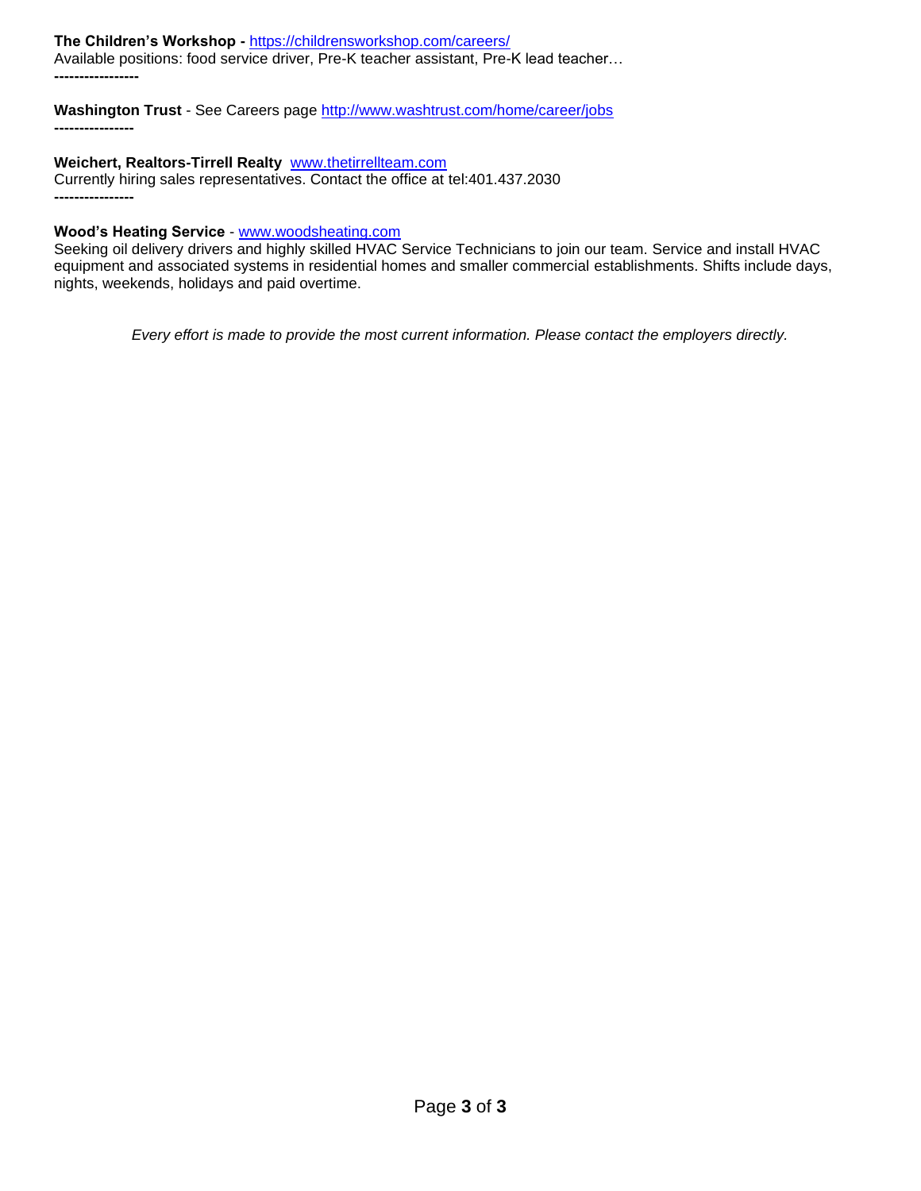**The Children's Workshop -** https://childrensworkshop.com/careers/
Available positions: food service driver, Pre-K teacher assistant, Pre-K lead teacher…

-----------------

**Washington Trust** - See Careers page http://www.washtrust.com/home/career/jobs

----------------

**Weichert, Realtors-Tirrell Realty** www.thetirrellteam.com
Currently hiring sales representatives. Contact the office at tel:401.437.2030

----------------

**Wood's Heating Service** - www.woodsheating.com
Seeking oil delivery drivers and highly skilled HVAC Service Technicians to join our team. Service and install HVAC equipment and associated systems in residential homes and smaller commercial establishments. Shifts include days, nights, weekends, holidays and paid overtime.

*Every effort is made to provide the most current information. Please contact the employers directly.*